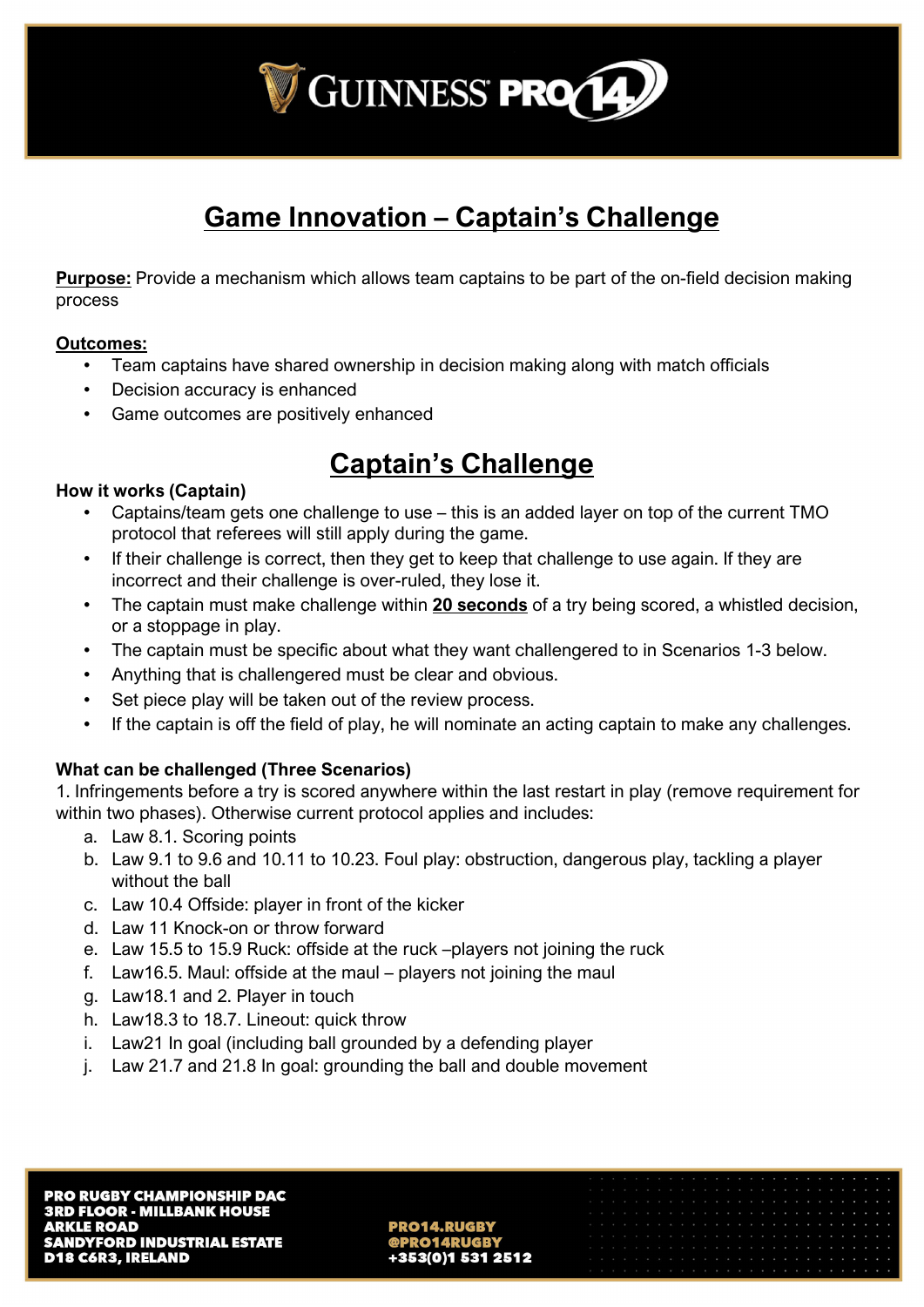# Game Innovation – Captain's Challenge

**Purpose:** Provide a mechanism which allows team captains to be part of the on-field decision making process

**Outcomes:**

- Team captains have shared ownership in decision making along with match officials
- Decision accuracy is enhanced
- Game outcomes are positively enhanced

## Captain's Challenge

**How it works (Captain)**

- Captains/team gets one challenge to use – this is an added layer on top of the current TMO protocol that referees will still apply during the game.
- If their challenge is correct, then they get to keep that challenge to use again. If they are incorrect and their challenge is over-ruled, they lose it.
- The captain must make challenge within **20 seconds** of a try being scored, a whistled decision, or a stoppage in play.
- The captain must be specific about what they want challengered to in Scenarios 1-3 below.
- Anything that is challengered must be clear and obvious.
- Set piece play will be taken out of the review process.
- If the captain is off the field of play, he will nominate an acting captain to make any challenges.

**What can be challenged (Three Scenarios)**

1. Infringements before a try is scored anywhere within the last restart in play (remove requirement for within two phases). Otherwise current protocol applies and includes:

   a. Law 8.1. Scoring points
   b. Law 9.1 to 9.6 and 10.11 to 10.23. Foul play: obstruction, dangerous play, tackling a player without the ball
   c. Law 10.4 Offside: player in front of the kicker
   d. Law 11 Knock-on or throw forward
   e. Law 15.5 to 15.9 Ruck: offside at the ruck –players not joining the ruck
   f. Law16.5. Maul: offside at the maul – players not joining the maul
   g. Law18.1 and 2. Player in touch
   h. Law18.3 to 18.7. Lineout: quick throw
   i. Law21 In goal (including ball grounded by a defending player
   j. Law 21.7 and 21.8 In goal: grounding the ball and double movement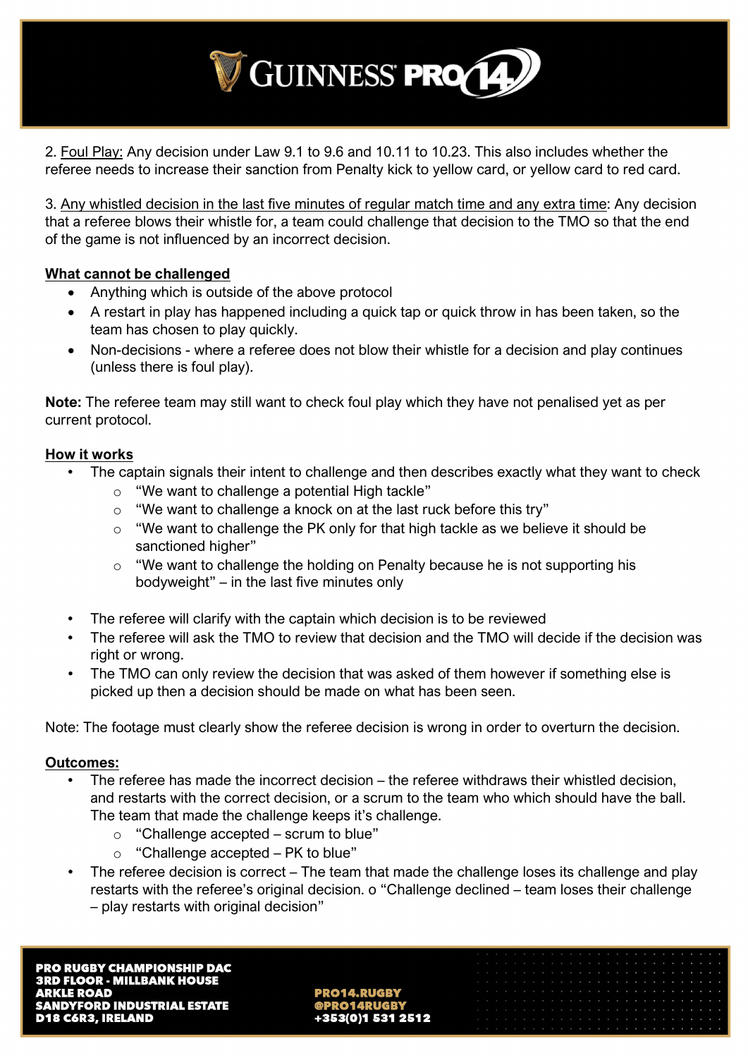2. Foul Play: Any decision under Law 9.1 to 9.6 and 10.11 to 10.23. This also includes whether the referee needs to increase their sanction from Penalty kick to yellow card, or yellow card to red card.

3. Any whistled decision in the last five minutes of regular match time and any extra time: Any decision that a referee blows their whistle for, a team could challenge that decision to the TMO so that the end of the game is not influenced by an incorrect decision.

**What cannot be challenged**

- Anything which is outside of the above protocol
- A restart in play has happened including a quick tap or quick throw in has been taken, so the team has chosen to play quickly.
- Non-decisions - where a referee does not blow their whistle for a decision and play continues (unless there is foul play).

**Note:** The referee team may still want to check foul play which they have not penalised yet as per current protocol.

**How it works**

- The captain signals their intent to challenge and then describes exactly what they want to check
  - "We want to challenge a potential High tackle"
  - "We want to challenge a knock on at the last ruck before this try"
  - "We want to challenge the PK only for that high tackle as we believe it should be sanctioned higher"
  - "We want to challenge the holding on Penalty because he is not supporting his bodyweight" – in the last five minutes only
- The referee will clarify with the captain which decision is to be reviewed
- The referee will ask the TMO to review that decision and the TMO will decide if the decision was right or wrong.
- The TMO can only review the decision that was asked of them however if something else is picked up then a decision should be made on what has been seen.

Note: The footage must clearly show the referee decision is wrong in order to overturn the decision.

**Outcomes:**

- The referee has made the incorrect decision – the referee withdraws their whistled decision, and restarts with the correct decision, or a scrum to the team who which should have the ball. The team that made the challenge keeps it's challenge.
  - "Challenge accepted – scrum to blue"
  - "Challenge accepted – PK to blue"
- The referee decision is correct – The team that made the challenge loses its challenge and play restarts with the referee's original decision. o "Challenge declined – team loses their challenge – play restarts with original decision"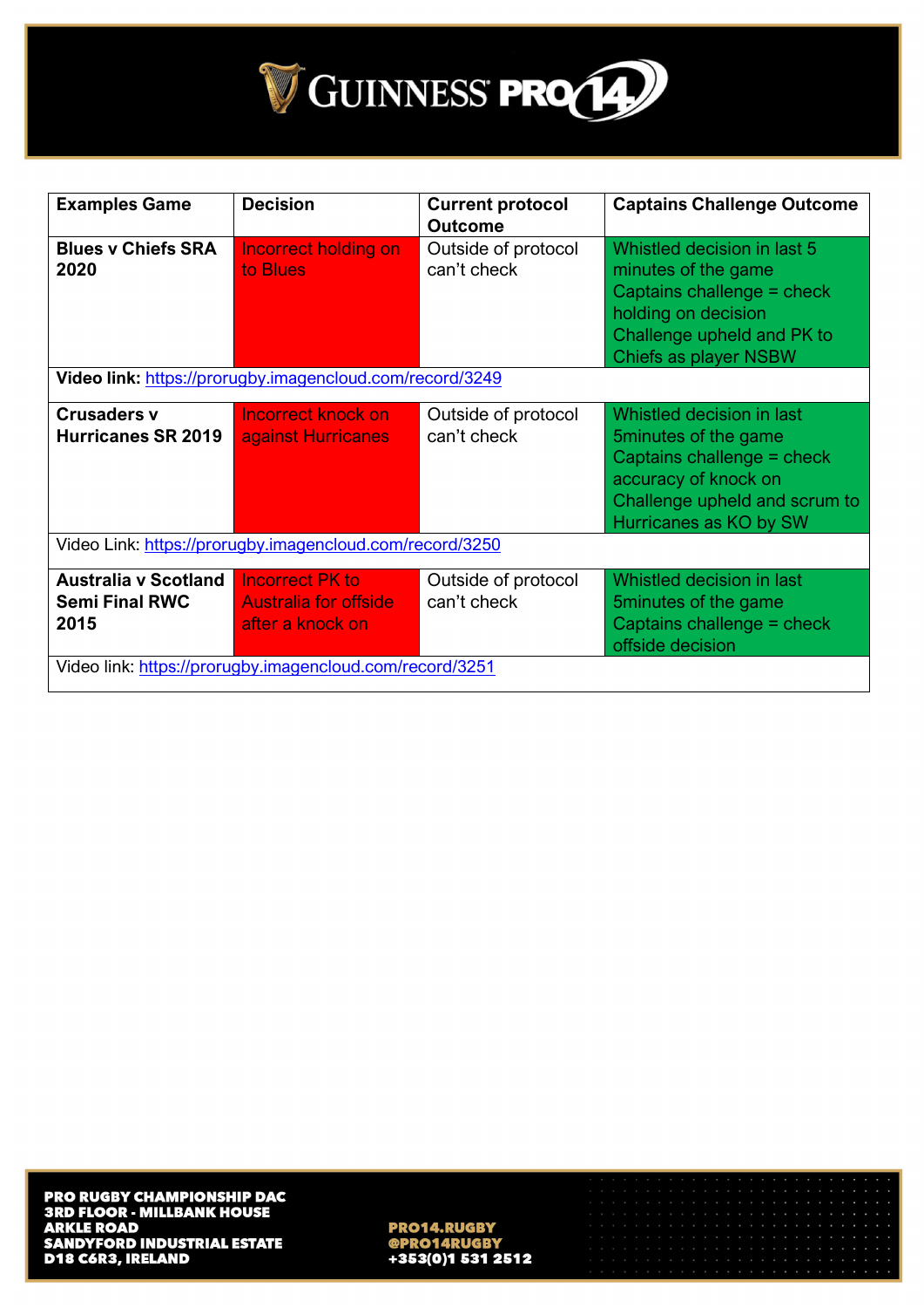| Examples Game | Decision | Current protocol Outcome | Captains Challenge Outcome |
|---|---|---|---|
| **Blues v Chiefs SRA 2020** | Incorrect holding on to Blues | Outside of protocol can't check | Whistled decision in last 5 minutes of the game Captains challenge = check holding on decision Challenge upheld and PK to Chiefs as player NSBW |
| **Video link:** https://prorugby.imagencloud.com/record/3249 | | | |
| **Crusaders v Hurricanes SR 2019** | Incorrect knock on against Hurricanes | Outside of protocol can't check | Whistled decision in last 5minutes of the game Captains challenge = check accuracy of knock on Challenge upheld and scrum to Hurricanes as KO by SW |
| Video Link: https://prorugby.imagencloud.com/record/3250 | | | |
| **Australia v Scotland Semi Final RWC 2015** | Incorrect PK to Australia for offside after a knock on | Outside of protocol can't check | Whistled decision in last 5minutes of the game Captains challenge = check offside decision |
| Video link: https://prorugby.imagencloud.com/record/3251 | | | |